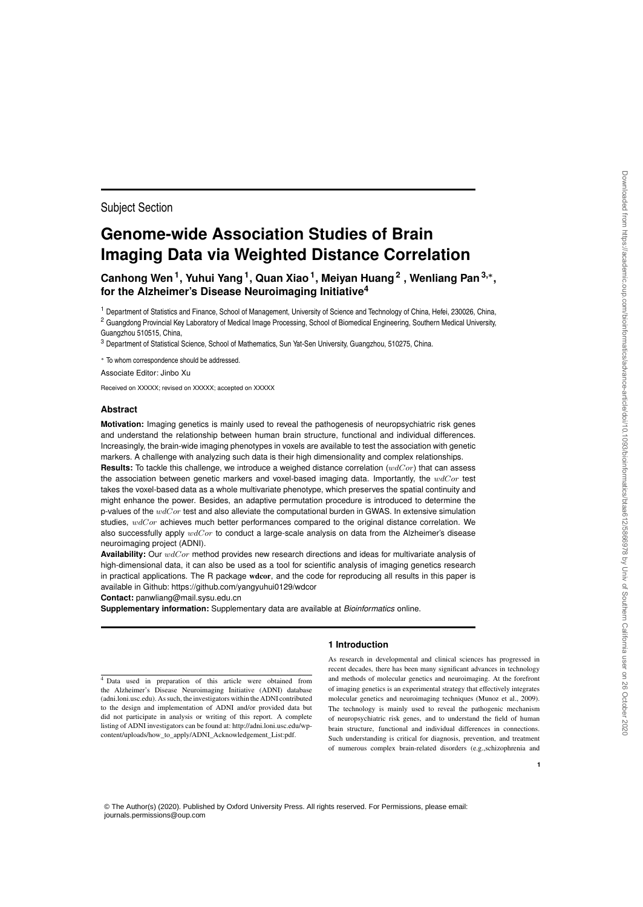Subject Section

# Genome-wide Association Studies of Brain Imaging Data via Weighted Distance Correlation

**Canhong Wen[1], Yuhui Yang[1], Quan Xiao[1], Meiyan Huang[2], Wenliang Pan[3,*], for the Alzheimer's Disease Neuroimaging Initiative[4]**

[1] Department of Statistics and Finance, School of Management, University of Science and Technology of China, Hefei, 230026, China,
[2] Guangdong Provincial Key Laboratory of Medical Image Processing, School of Biomedical Engineering, Southern Medical University, Guangzhou 510515, China,
[3] Department of Statistical Science, School of Mathematics, Sun Yat-Sen University, Guangzhou, 510275, China.

* To whom correspondence should be addressed.

Associate Editor: Jinbo Xu

Received on XXXXX; revised on XXXXX; accepted on XXXXX

## Abstract

**Motivation:** Imaging genetics is mainly used to reveal the pathogenesis of neuropsychiatric risk genes and understand the relationship between human brain structure, functional and individual differences. Increasingly, the brain-wide imaging phenotypes in voxels are available to test the association with genetic markers. A challenge with analyzing such data is their high dimensionality and complex relationships.

**Results:** To tackle this challenge, we introduce a weighed distance correlation ($wdCor$) that can assess the association between genetic markers and voxel-based imaging data. Importantly, the $wdCor$ test takes the voxel-based data as a whole multivariate phenotype, which preserves the spatial continuity and might enhance the power. Besides, an adaptive permutation procedure is introduced to determine the p-values of the $wdCor$ test and also alleviate the computational burden in GWAS. In extensive simulation studies, $wdCor$ achieves much better performances compared to the original distance correlation. We also successfully apply $wdCor$ to conduct a large-scale analysis on data from the Alzheimer's disease neuroimaging project (ADNI).

**Availability:** Our $wdCor$ method provides new research directions and ideas for multivariate analysis of high-dimensional data, it can also be used as a tool for scientific analysis of imaging genetics research in practical applications. The R package **wdcor**, and the code for reproducing all results in this paper is available in Github: https://github.com/yangyuhui0129/wdcor

**Contact:** panwliang@mail.sysu.edu.cn

**Supplementary information:** Supplementary data are available at *Bioinformatics* online.

## 1 Introduction

As research in developmental and clinical sciences has progressed in recent decades, there has been many significant advances in technology and methods of molecular genetics and neuroimaging. At the forefront of imaging genetics is an experimental strategy that effectively integrates molecular genetics and neuroimaging techniques (Munoz et al., 2009). The technology is mainly used to reveal the pathogenic mechanism of neuropsychiatric risk genes, and to understand the field of human brain structure, functional and individual differences in connections. Such understanding is critical for diagnosis, prevention, and treatment of numerous complex brain-related disorders (e.g.,schizophrenia and

[4] Data used in preparation of this article were obtained from the Alzheimer's Disease Neuroimaging Initiative (ADNI) database (adni.loni.usc.edu). As such, the investigators within the ADNI contributed to the design and implementation of ADNI and/or provided data but did not participate in analysis or writing of this report. A complete listing of ADNI investigators can be found at: http://adni.loni.usc.edu/wp-content/uploads/how_to_apply/ADNI_Acknowledgement_List:pdf.

© The Author(s) (2020). Published by Oxford University Press. All rights reserved. For Permissions, please email: journals.permissions@oup.com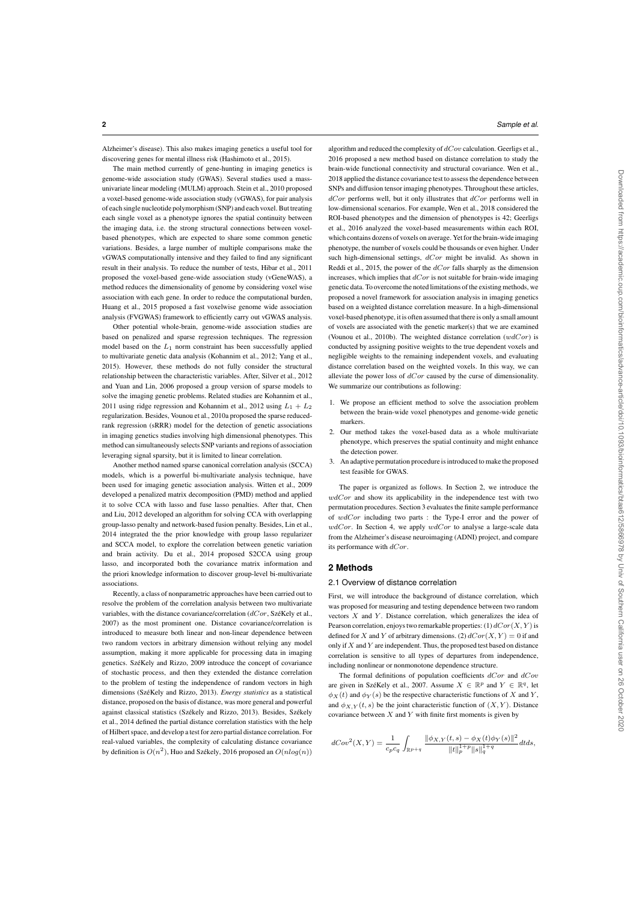Alzheimer's disease). This also makes imaging genetics a useful tool for discovering genes for mental illness risk (Hashimoto et al., 2015).

The main method currently of gene-hunting in imaging genetics is genome-wide association study (GWAS). Several studies used a mass-univariate linear modeling (MULM) approach. Stein et al., 2010 proposed a voxel-based genome-wide association study (vGWAS), for pair analysis of each single nucleotide polymorphism (SNP) and each voxel. But treating each single voxel as a phenotype ignores the spatial continuity between the imaging data, i.e. the strong structural connections between voxel-based phenotypes, which are expected to share some common genetic variations. Besides, a large number of multiple comparisons make the vGWAS computationally intensive and they failed to find any significant result in their analysis. To reduce the number of tests, Hibar et al., 2011 proposed the voxel-based gene-wide association study (vGeneWAS), a method reduces the dimensionality of genome by considering voxel wise association with each gene. In order to reduce the computational burden, Huang et al., 2015 proposed a fast voxelwise genome wide association analysis (FVGWAS) framework to efficiently carry out vGWAS analysis.

Other potential whole-brain, genome-wide association studies are based on penalized and sparse regression techniques. The regression model based on the $L_1$ norm constraint has been successfully applied to multivariate genetic data analysis (Kohannim et al., 2012; Yang et al., 2015). However, these methods do not fully consider the structural relationship between the characteristic variables. After, Silver et al., 2012 and Yuan and Lin, 2006 proposed a group version of sparse models to solve the imaging genetic problems. Related studies are Kohannim et al., 2011 using ridge regression and Kohannim et al., 2012 using $L_1 + L_2$ regularization. Besides, Vounou et al., 2010a proposed the sparse reduced-rank regression (sRRR) model for the detection of genetic associations in imaging genetics studies involving high dimensional phenotypes. This method can simultaneously selects SNP variants and regions of association leveraging signal sparsity, but it is limited to linear correlation.

Another method named sparse canonical correlation analysis (SCCA) models, which is a powerful bi-multivariate analysis technique, have been used for imaging genetic association analysis. Witten et al., 2009 developed a penalized matrix decomposition (PMD) method and applied it to solve CCA with lasso and fuse lasso penalties. After that, Chen and Liu, 2012 developed an algorithm for solving CCA with overlapping group-lasso penalty and network-based fusion penalty. Besides, Lin et al., 2014 integrated the the prior knowledge with group lasso regularizer and SCCA model, to explore the correlation between genetic variation and brain activity. Du et al., 2014 proposed S2CCA using group lasso, and incorporated both the covariance matrix information and the priori knowledge information to discover group-level bi-multivariate associations.

Recently, a class of nonparametric approaches have been carried out to resolve the problem of the correlation analysis between two multivariate variables, with the distance covariance/correlation ($dCor$, SzéKely et al., 2007) as the most prominent one. Distance covariance/correlation is introduced to measure both linear and non-linear dependence between two random vectors in arbitrary dimension without relying any model assumption, making it more applicable for processing data in imaging genetics. SzéKely and Rizzo, 2009 introduce the concept of covariance of stochastic process, and then they extended the distance correlation to the problem of testing the independence of random vectors in high dimensions (SzéKely and Rizzo, 2013). *Energy statistics* as a statistical distance, proposed on the basis of distance, was more general and powerful against classical statistics (Székely and Rizzo, 2013). Besides, Székely et al., 2014 defined the partial distance correlation statistics with the help of Hilbert space, and develop a test for zero partial distance correlation. For real-valued variables, the complexity of calculating distance covariance by definition is $O(n^2)$, Huo and Székely, 2016 proposed an $O(nlog(n))$ algorithm and reduced the complexity of $dCov$ calculation. Geerligs et al., 2016 proposed a new method based on distance correlation to study the brain-wide functional connectivity and structural covariance. Wen et al., 2018 applied the distance covariance test to assess the dependence between SNPs and diffusion tensor imaging phenotypes. Throughout these articles, $dCor$ performs well, but it only illustrates that $dCor$ performs well in low-dimensional scenarios. For example, Wen et al., 2018 considered the ROI-based phenotypes and the dimension of phenotypes is 42; Geerligs et al., 2016 analyzed the voxel-based measurements within each ROI, which contains dozens of voxels on average. Yet for the brain-wide imaging phenotype, the number of voxels could be thousands or even higher. Under such high-dimensional settings, $dCor$ might be invalid. As shown in Reddi et al., 2015, the power of the $dCor$ falls sharply as the dimension increases, which implies that $dCor$ is not suitable for brain-wide imaging genetic data. To overcome the noted limitations of the existing methods, we proposed a novel framework for association analysis in imaging genetics based on a weighted distance correlation measure. In a high-dimensional voxel-based phenotype, it is often assumed that there is only a small amount of voxels are associated with the genetic marker(s) that we are examined (Vounou et al., 2010b). The weighted distance correlation ($wdCor$) is conducted by assigning positive weights to the true dependent voxels and negligible weights to the remaining independent voxels, and evaluating distance correlation based on the weighted voxels. In this way, we can alleviate the power loss of $dCor$ caused by the curse of dimensionality. We summarize our contributions as following:

1. We propose an efficient method to solve the association problem between the brain-wide voxel phenotypes and genome-wide genetic markers.
2. Our method takes the voxel-based data as a whole multivariate phenotype, which preserves the spatial continuity and might enhance the detection power.
3. An adaptive permutation procedure is introduced to make the proposed test feasible for GWAS.

The paper is organized as follows. In Section 2, we introduce the $wdCor$ and show its applicability in the independence test with two permutation procedures. Section 3 evaluates the finite sample performance of $wdCor$ including two parts : the Type-I error and the power of $wdCor$. In Section 4, we apply $wdCor$ to analyse a large-scale data from the Alzheimer's disease neuroimaging (ADNI) project, and compare its performance with $dCor$.

## 2 Methods

### 2.1 Overview of distance correlation

First, we will introduce the background of distance correlation, which was proposed for measuring and testing dependence between two random vectors $X$ and $Y$. Distance correlation, which generalizes the idea of Pearson correlation, enjoys two remarkable properties: (1) $dCor(X, Y)$ is defined for $X$ and $Y$ of arbitrary dimensions. (2) $dCor(X, Y) = 0$ if and only if $X$ and $Y$ are independent. Thus, the proposed test based on distance correlation is sensitive to all types of departures from independence, including nonlinear or nonmonotone dependence structure.

The formal definitions of population coefficients $dCor$ and $dCov$ are given in SzéKely et al., 2007. Assume $X \in \mathbb{R}^p$ and $Y \in \mathbb{R}^q$, let $\phi_X(t)$ and $\phi_Y(s)$ be the respective characteristic functions of $X$ and $Y$, and $\phi_{X,Y}(t, s)$ be the joint characteristic function of $(X, Y)$. Distance covariance between $X$ and $Y$ with finite first moments is given by

$$dCov^2(X, Y) = \frac{1}{c_p c_q} \int_{\mathbb{R}^{p+q}} \frac{\|\phi_{X,Y}(t, s) - \phi_X(t)\phi_Y(s)\|^2}{\|t\|_p^{1+p}\|s\|_q^{1+q}} dt ds,$$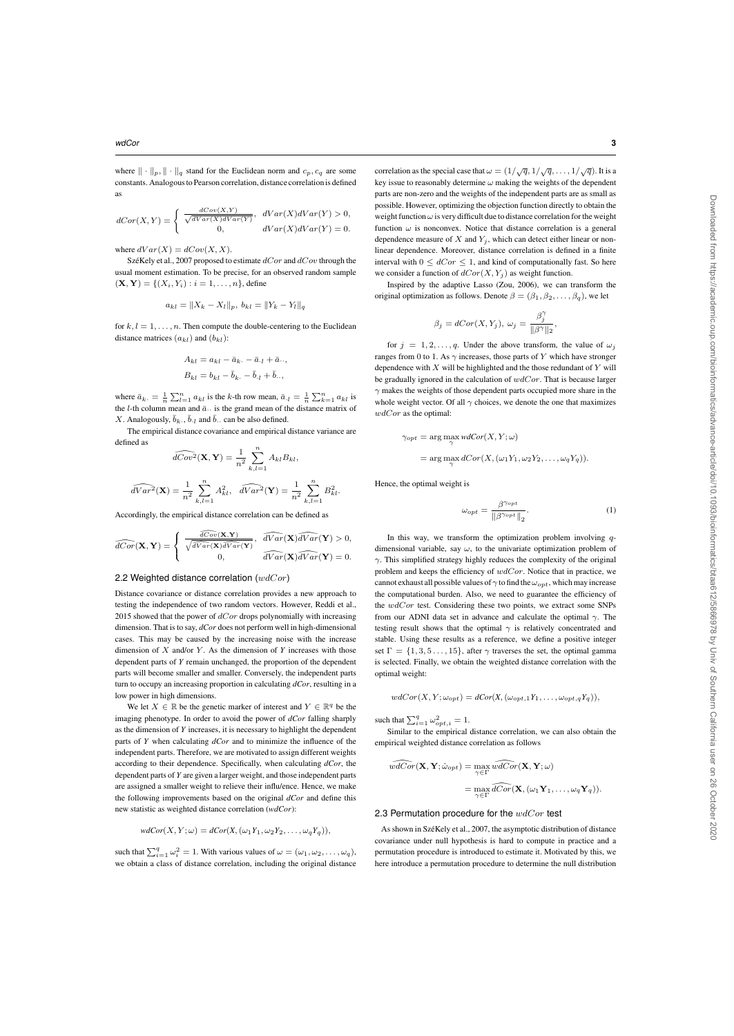where $\|\cdot\|_p, \|\cdot\|_q$ stand for the Euclidean norm and $c_p, c_q$ are some constants. Analogous to Pearson correlation, distance correlation is defined as

$$dCor(X,Y) = \begin{cases} \frac{dCov(X,Y)}{\sqrt{dVar(X)dVar(Y)}}, & dVar(X)dVar(Y) > 0, \\ 0, & dVar(X)dVar(Y) = 0. \end{cases}$$

where $dVar(X) = dCov(X, X)$.

SzéKely et al., 2007 proposed to estimate $dCor$ and $dCov$ through the usual moment estimation. To be precise, for an observed random sample $(\mathbf{X}, \mathbf{Y}) = \{(X_i, Y_i) : i = 1, \ldots, n\}$, define

$$a_{kl} = \|X_k - X_l\|_p, \; b_{kl} = \|Y_k - Y_l\|_q$$

for $k, l = 1, \ldots, n$. Then compute the double-centering to the Euclidean distance matrices $(a_{kl})$ and $(b_{kl})$:

$$A_{kl} = a_{kl} - \bar{a}_{k\cdot} - \bar{a}_{\cdot l} + \bar{a}_{\cdot\cdot},$$
$$B_{kl} = b_{kl} - \bar{b}_{k\cdot} - \bar{b}_{\cdot l} + \bar{b}_{\cdot\cdot},$$

where $\bar{a}_{k\cdot} = \frac{1}{n}\sum_{l=1}^{n} a_{kl}$ is the $k$-th row mean, $\bar{a}_{\cdot l} = \frac{1}{n}\sum_{k=1}^{n} a_{kl}$ is the $l$-th column mean and $\bar{a}_{\cdot\cdot}$ is the grand mean of the distance matrix of $X$. Analogously, $\bar{b}_{k\cdot}$, $\bar{b}_{\cdot l}$ and $\bar{b}_{\cdot\cdot}$ can be also defined.

The empirical distance covariance and empirical distance variance are defined as

$$\widehat{dCov}^2(\mathbf{X}, \mathbf{Y}) = \frac{1}{n^2}\sum_{k,l=1}^{n} A_{kl}B_{kl},$$

$$\widehat{dVar}^2(\mathbf{X}) = \frac{1}{n^2}\sum_{k,l=1}^{n} A_{kl}^2, \quad \widehat{dVar}^2(\mathbf{Y}) = \frac{1}{n^2}\sum_{k,l=1}^{n} B_{kl}^2.$$

Accordingly, the empirical distance correlation can be defined as

$$\widehat{dCor}(\mathbf{X}, \mathbf{Y}) = \begin{cases} \frac{\widehat{dCov}(\mathbf{X}, \mathbf{Y})}{\sqrt{\widehat{dVar}(\mathbf{X})\widehat{dVar}(\mathbf{Y})}}, & \widehat{dVar}(\mathbf{X})\widehat{dVar}(\mathbf{Y}) > 0, \\ 0, & \widehat{dVar}(\mathbf{X})\widehat{dVar}(\mathbf{Y}) = 0. \end{cases}$$

## 2.2 Weighted distance correlation ($wdCor$)

Distance covariance or distance correlation provides a new approach to testing the independence of two random vectors. However, Reddi et al., 2015 showed that the power of $dCor$ drops polynomially with increasing dimension. That is to say, *dCor* does not perform well in high-dimensional cases. This may be caused by the increasing noise with the increase dimension of $X$ and/or $Y$. As the dimension of $Y$ increases with those dependent parts of $Y$ remain unchanged, the proportion of the dependent parts will become smaller and smaller. Conversely, the independent parts turn to occupy an increasing proportion in calculating *dCor*, resulting in a low power in high dimensions.

We let $X \in \mathbb{R}$ be the genetic marker of interest and $Y \in \mathbb{R}^q$ be the imaging phenotype. In order to avoid the power of *dCor* falling sharply as the dimension of $Y$ increases, it is necessary to highlight the dependent parts of $Y$ when calculating *dCor* and to minimize the influence of the independent parts. Therefore, we are motivated to assign different weights according to their dependence. Specifically, when calculating *dCor*, the dependent parts of $Y$ are given a larger weight, and those independent parts are assigned a smaller weight to relieve their influ/ence. Hence, we make the following improvements based on the original *dCor* and define this new statistic as weighted distance correlation (*wdCor*):

$$wdCor(X, Y; \omega) = dCor(X, (\omega_1 Y_1, \omega_2 Y_2, \ldots, \omega_q Y_q)),$$

such that $\sum_{i=1}^{q} \omega_i^2 = 1$. With various values of $\omega = (\omega_1, \omega_2, \ldots, \omega_q)$, we obtain a class of distance correlation, including the original distance correlation as the special case that $\omega = (1/\sqrt{q}, 1/\sqrt{q}, \ldots, 1/\sqrt{q})$. It is a key issue to reasonably determine $\omega$ making the weights of the dependent parts are non-zero and the weights of the independent parts are as small as possible. However, optimizing the objection function directly to obtain the weight function $\omega$ is very difficult due to distance correlation for the weight function $\omega$ is nonconvex. Notice that distance correlation is a general dependence measure of $X$ and $Y_j$, which can detect either linear or non-linear dependence. Moreover, distance correlation is defined in a finite interval with $0 \le dCor \le 1$, and kind of computationally fast. So here we consider a function of $dCor(X, Y_j)$ as weight function.

Inspired by the adaptive Lasso (Zou, 2006), we can transform the original optimization as follows. Denote $\beta = (\beta_1, \beta_2, \ldots, \beta_q)$, we let

$$\beta_j = dCor(X, Y_j), \; \omega_j = \frac{\beta_j^{\gamma}}{\|\beta^{\gamma}\|_2},$$

for $j = 1, 2, \ldots, q$. Under the above transform, the value of $\omega_j$ ranges from 0 to 1. As $\gamma$ increases, those parts of $Y$ which have stronger dependence with $X$ will be highlighted and the those redundant of $Y$ will be gradually ignored in the calculation of $wdCor$. That is because larger $\gamma$ makes the weights of those dependent parts occupied more share in the whole weight vector. Of all $\gamma$ choices, we denote the one that maximizes $wdCor$ as the optimal:

$$\begin{aligned}\gamma_{opt} &= \arg\max_{\gamma} wdCor(X, Y; \omega) \\ &= \arg\max_{\gamma} dCor(X, (\omega_1 Y_1, \omega_2 Y_2, \ldots, \omega_q Y_q)).\end{aligned}$$

Hence, the optimal weight is

$$\omega_{opt} = \frac{\beta^{\gamma_{opt}}}{\|\beta^{\gamma_{opt}}\|_2}. \tag{1}$$

In this way, we transform the optimization problem involving $q$-dimensional variable, say $\omega$, to the univariate optimization problem of $\gamma$. This simplified strategy highly reduces the complexity of the original problem and keeps the efficiency of $wdCor$. Notice that in practice, we cannot exhaust all possible values of $\gamma$ to find the $\omega_{opt}$, which may increase the computational burden. Also, we need to guarantee the efficiency of the $wdCor$ test. Considering these two points, we extract some SNPs from our ADNI data set in advance and calculate the optimal $\gamma$. The testing result shows that the optimal $\gamma$ is relatively concentrated and stable. Using these results as a reference, we define a positive integer set $\Gamma = \{1, 3, 5 \ldots, 15\}$, after $\gamma$ traverses the set, the optimal gamma is selected. Finally, we obtain the weighted distance correlation with the optimal weight:

$$wdCor(X, Y; \omega_{opt}) = dCor(X, (\omega_{opt,1} Y_1, \ldots, \omega_{opt,q} Y_q)),$$

such that $\sum_{i=1}^{q} \omega_{opt,i}^2 = 1$.

Similar to the empirical distance correlation, we can also obtain the empirical weighted distance correlation as follows

$$\begin{aligned}\widehat{wdCor}(\mathbf{X}, \mathbf{Y}; \hat{\omega}_{opt}) &= \max_{\gamma \in \Gamma} \widehat{wdCor}(\mathbf{X}, \mathbf{Y}; \omega) \\ &= \max_{\gamma \in \Gamma} \widehat{dCor}(\mathbf{X}, (\omega_1 \mathbf{Y}_1, \ldots, \omega_q \mathbf{Y}_q)).\end{aligned}$$

## 2.3 Permutation procedure for the $wdCor$ test

As shown in SzéKely et al., 2007, the asymptotic distribution of distance covariance under null hypothesis is hard to compute in practice and a permutation procedure is introduced to estimate it. Motivated by this, we here introduce a permutation procedure to determine the null distribution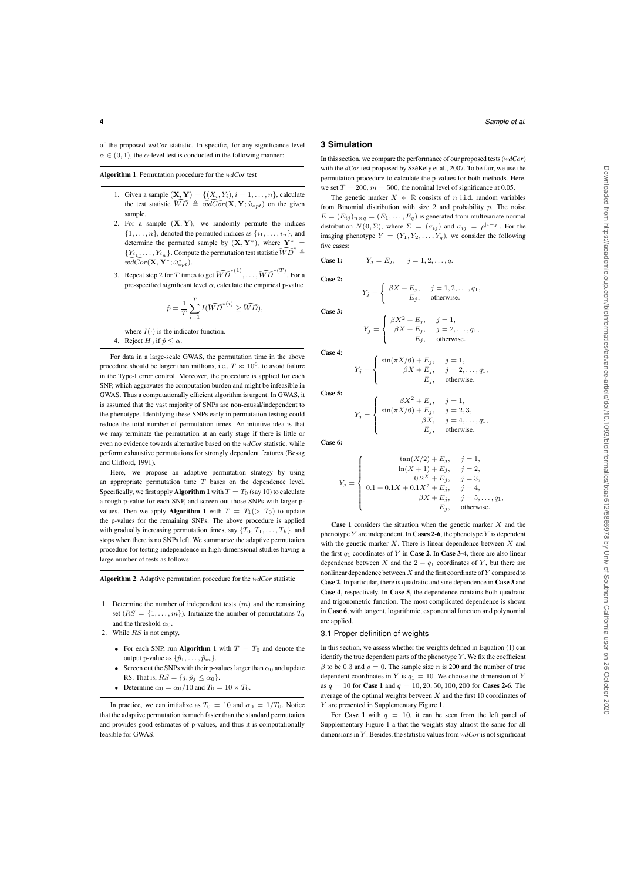of the proposed *wdCor* statistic. In specific, for any significance level $\alpha \in (0,1)$, the $\alpha$-level test is conducted in the following manner:

**Algorithm 1**. Permutation procedure for the *wdCor* test

1. Given a sample $(\mathbf{X}, \mathbf{Y}) = \{(X_i, Y_i), i = 1, \ldots, n\}$, calculate the test statistic $\widehat{WD} \triangleq \widehat{wdCor}(\mathbf{X}, \mathbf{Y}; \hat{\omega}_{opt})$ on the given sample.
2. For a sample $(\mathbf{X}, \mathbf{Y})$, we randomly permute the indices $\{1, \ldots, n\}$, denoted the permuted indices as $\{i_1, \ldots, i_n\}$, and determine the permuted sample by $(\mathbf{X}, \mathbf{Y}^*)$, where $\mathbf{Y}^* = \{Y_{i_1}, \ldots, Y_{i_n}\}$. Compute the permutation test statistic $\widehat{WD}^* \triangleq \widehat{wdCor}(\mathbf{X}, \mathbf{Y}^*; \hat{\omega}^*_{opt})$.
3. Repeat step 2 for $T$ times to get $\widehat{WD}^{*(1)}, \ldots, \widehat{WD}^{*(T)}$. For a pre-specified significant level $\alpha$, calculate the empirical p-value
$$\hat{p} = \frac{1}{T}\sum_{i=1}^{T} I(\widehat{WD}^{*(i)} \geq \widehat{WD}),$$
where $I(\cdot)$ is the indicator function.
4. Reject $H_0$ if $\hat{p} \leq \alpha$.

For data in a large-scale GWAS, the permutation time in the above procedure should be larger than millions, i.e., $T \approx 10^6$, to avoid failure in the Type-I error control. Moreover, the procedure is applied for each SNP, which aggravates the computation burden and might be infeasible in GWAS. Thus a computationally efficient algorithm is urgent. In GWAS, it is assumed that the vast majority of SNPs are non-causal/independent to the phenotype. Identifying these SNPs early in permutation testing could reduce the total number of permutation times. An intuitive idea is that we may terminate the permutation at an early stage if there is little or even no evidence towards alternative based on the *wdCor* statistic, while perform exhaustive permutations for strongly dependent features (Besag and Clifford, 1991).

Here, we propose an adaptive permutation strategy by using an appropriate permutation time $T$ bases on the dependence level. Specifically, we first apply **Algorithm 1** with $T = T_0$ (say 10) to calculate a rough p-value for each SNP, and screen out those SNPs with larger p-values. Then we apply **Algorithm 1** with $T = T_1 (> T_0)$ to update the p-values for the remaining SNPs. The above procedure is applied with gradually increasing permutation times, say $\{T_0, T_1, \ldots, T_k\}$, and stops when there is no SNPs left. We summarize the adaptive permutation procedure for testing independence in high-dimensional studies having a large number of tests as follows:

**Algorithm 2**. Adaptive permutation procedure for the *wdCor* statistic

1. Determine the number of independent tests $(m)$ and the remaining set $(RS = \{1, \ldots, m\})$. Initialize the number of permutations $T_0$ and the threshold $\alpha_0$.
2. While $RS$ is not empty,
   - For each SNP, run **Algorithm 1** with $T = T_0$ and denote the output p-value as $\{\hat{p}_1, \ldots, \hat{p}_m\}$.
   - Screen out the SNPs with their p-values larger than $\alpha_0$ and update RS. That is, $RS = \{j, \hat{p}_j \leq \alpha_0\}$.
   - Determine $\alpha_0 = \alpha_0/10$ and $T_0 = 10 \times T_0$.

In practice, we can initialize as $T_0 = 10$ and $\alpha_0 = 1/T_0$. Notice that the adaptive permutation is much faster than the standard permutation and provides good estimates of p-values, and thus it is computationally feasible for GWAS.

# 3 Simulation

In this section, we compare the performance of our proposed tests (*wdCor*) with the *dCor* test proposed by SzéKely et al., 2007. To be fair, we use the permutation procedure to calculate the p-values for both methods. Here, we set $T = 200$, $m = 500$, the nominal level of significance at 0.05.

The genetic marker $X \in \mathbb{R}$ consists of $n$ i.i.d. random variables from Binomial distribution with size 2 and probability $p$. The noise $E = (E_{ij})_{n \times q} = (E_1, \ldots, E_q)$ is generated from multivariate normal distribution $N(\mathbf{0}, \Sigma)$, where $\Sigma = (\sigma_{ij})$ and $\sigma_{ij} = \rho^{|i-j|}$. For the imaging phenotype $Y = (Y_1, Y_2, \ldots, Y_q)$, we consider the following five cases:

**Case 1:** $\quad Y_j = E_j, \quad j = 1, 2, \ldots, q.$

**Case 2:**
$$Y_j = \begin{cases} \beta X + E_j, & j = 1, 2, \ldots, q_1, \\ E_j, & \text{otherwise.} \end{cases}$$

**Case 3:**
$$Y_j = \begin{cases} \beta X^2 + E_j, & j = 1, \\ \beta X + E_j, & j = 2, \ldots, q_1, \\ E_j, & \text{otherwise.} \end{cases}$$

**Case 4:**
$$Y_j = \begin{cases} \sin(\pi X/6) + E_j, & j = 1, \\ \beta X + E_j, & j = 2, \ldots, q_1, \\ E_j, & \text{otherwise.} \end{cases}$$

**Case 5:**
$$Y_j = \begin{cases} \beta X^2 + E_j, & j = 1, \\ \sin(\pi X/6) + E_j, & j = 2, 3, \\ \beta X, & j = 4, \ldots, q_1, \\ E_j, & \text{otherwise.} \end{cases}$$

**Case 6:**
$$Y_j = \begin{cases} \tan(X/2) + E_j, & j = 1, \\ \ln(X+1) + E_j, & j = 2, \\ 0.2^X + E_j, & j = 3, \\ 0.1 + 0.1X + 0.1X^2 + E_j, & j = 4, \\ \beta X + E_j, & j = 5, \ldots, q_1, \\ E_j, & \text{otherwise.} \end{cases}$$

**Case 1** considers the situation when the genetic marker $X$ and the phenotype $Y$ are independent. In **Cases 2-6**, the phenotype $Y$ is dependent with the genetic marker $X$. There is linear dependence between $X$ and the first $q_1$ coordinates of $Y$ in **Case 2**. In **Case 3-4**, there are also linear dependence between $X$ and the $2 - q_1$ coordinates of $Y$, but there are nonlinear dependence between $X$ and the first coordinate of $Y$ compared to **Case 2**. In particular, there is quadratic and sine dependence in **Case 3** and **Case 4**, respectively. In **Case 5**, the dependence contains both quadratic and trigonometric function. The most complicated dependence is shown in **Case 6**, with tangent, logarithmic, exponential function and polynomial are applied.

## 3.1 Proper definition of weights

In this section, we assess whether the weights defined in Equation (1) can identify the true dependent parts of the phenotype $Y$. We fix the coefficient $\beta$ to be 0.3 and $\rho = 0$. The sample size $n$ is 200 and the number of true dependent coordinates in $Y$ is $q_1 = 10$. We choose the dimension of $Y$ as $q = 10$ for **Case 1** and $q = 10, 20, 50, 100, 200$ for **Cases 2-6**. The average of the optimal weights between $X$ and the first 10 coordinates of $Y$ are presented in Supplementary Figure 1.

For **Case 1** with $q = 10$, it can be seen from the left panel of Supplementary Figure 1 that the weights stay almost the same for all dimensions in $Y$. Besides, the statistic values from *wdCor* is not significant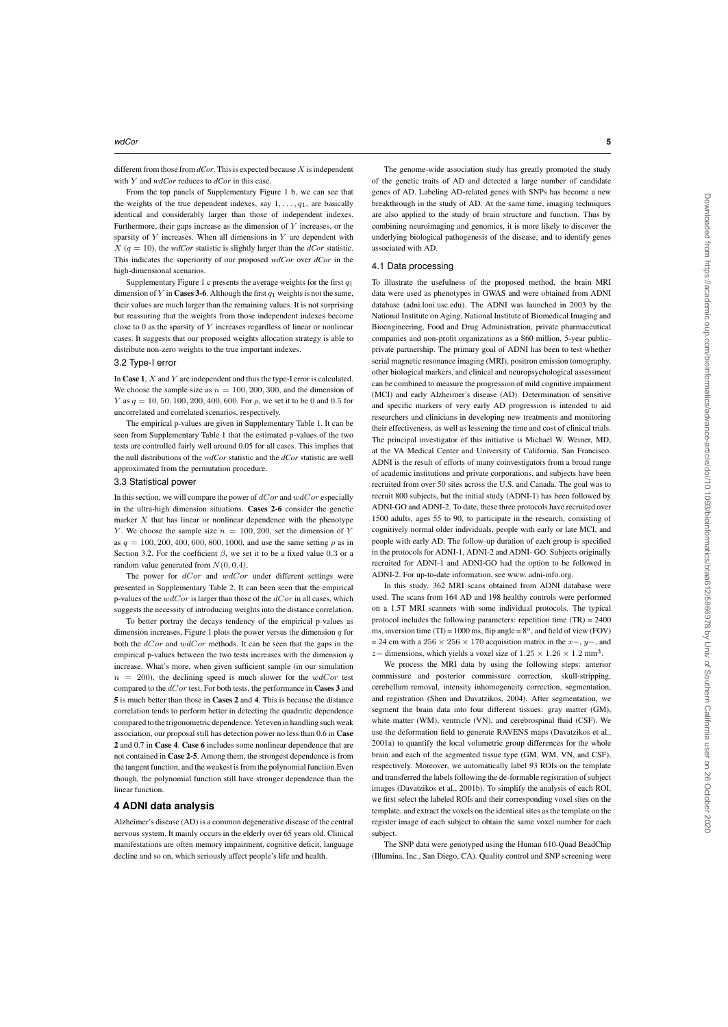different from those from *dCor*. This is expected because $X$ is independent with $Y$ and *wdCor* reduces to *dCor* in this case.

From the top panels of Supplementary Figure 1 b, we can see that the weights of the true dependent indexes, say $1, \ldots, q_1$, are basically identical and considerably larger than those of independent indexes. Furthermore, their gaps increase as the dimension of $Y$ increases, or the sparsity of $Y$ increases. When all dimensions in $Y$ are dependent with $X$ ($q = 10$), the *wdCor* statistic is slightly larger than the *dCor* statistic. This indicates the superiority of our proposed *wdCor* over *dCor* in the high-dimensional scenarios.

Supplementary Figure 1 c presents the average weights for the first $q_1$ dimension of $Y$ in **Cases 3-6**. Although the first $q_1$ weights is not the same, their values are much larger than the remaining values. It is not surprising but reassuring that the weights from those independent indexes become close to 0 as the sparsity of $Y$ increases regardless of linear or nonlinear cases. It suggests that our proposed weights allocation strategy is able to distribute non-zero weights to the true important indexes.

### 3.2 Type-I error

In **Case 1**, $X$ and $Y$ are independent and thus the type-I error is calculated. We choose the sample size as $n = 100, 200, 300$, and the dimension of $Y$ as $q = 10, 50, 100, 200, 400, 600$. For $\rho$, we set it to be 0 and 0.5 for uncorrelated and correlated scenarios, respectively.

The empirical p-values are given in Supplementary Table 1. It can be seen from Supplementary Table 1 that the estimated p-values of the two tests are controlled fairly well around 0.05 for all cases. This implies that the null distributions of the *wdCor* statistic and the *dCor* statistic are well approximated from the permutation procedure.

### 3.3 Statistical power

In this section, we will compare the power of $dCor$ and $wdCor$ especially in the ultra-high dimension situations. **Cases 2-6** consider the genetic marker $X$ that has linear or nonlinear dependence with the phenotype $Y$. We choose the sample size $n = 100, 200$, set the dimension of $Y$ as $q = 100, 200, 400, 600, 800, 1000$, and use the same setting $\rho$ as in Section 3.2. For the coefficient $\beta$, we set it to be a fixed value 0.3 or a random value generated from $N(0, 0.4)$.

The power for $dCor$ and $wdCor$ under different settings were presented in Supplementary Table 2. It can been seen that the empirical p-values of the $wdCor$ is larger than those of the $dCor$ in all cases, which suggests the necessity of introducing weights into the distance correlation.

To better portray the decays tendency of the empirical p-values as dimension increases, Figure 1 plots the power versus the dimension $q$ for both the $dCor$ and $wdCor$ methods. It can be seen that the gaps in the empirical p-values between the two tests increases with the dimension $q$ increase. What's more, when given sufficient sample (in our simulation $n = 200$), the declining speed is much slower for the $wdCor$ test compared to the $dCor$ test. For both tests, the performance in **Cases 3** and **5** is much better than those in **Cases 2** and **4**. This is because the distance correlation tends to perform better in detecting the quadratic dependence compared to the trigonometric dependence. Yet even in handling such weak association, our proposal still has detection power no less than 0.6 in **Case 2** and 0.7 in **Case 4**. **Case 6** includes some nonlinear dependence that are not contained in **Case 2-5**. Among them, the strongest dependence is from the tangent function, and the weakest is from the polynomial function.Even though, the polynomial function still have stronger dependence than the linear function.

## 4 ADNI data analysis

Alzheimer's disease (AD) is a common degenerative disease of the central nervous system. It mainly occurs in the elderly over 65 years old. Clinical manifestations are often memory impairment, cognitive deficit, language decline and so on, which seriously affect people's life and health.

The genome-wide association study has greatly promoted the study of the genetic traits of AD and detected a large number of candidate genes of AD. Labeling AD-related genes with SNPs has become a new breakthrough in the study of AD. At the same time, imaging techniques are also applied to the study of brain structure and function. Thus by combining neuroimaging and genomics, it is more likely to discover the underlying biological pathogenesis of the disease, and to identify genes associated with AD.

### 4.1 Data processing

To illustrate the usefulness of the proposed method, the brain MRI data were used as phenotypes in GWAS and were obtained from ADNI database (adni.loni.usc.edu). The ADNI was launched in 2003 by the National Institute on Aging, National Institute of Biomedical Imaging and Bioengineering, Food and Drug Administration, private pharmaceutical companies and non-profit organizations as a \$60 million, 5-year public-private partnership. The primary goal of ADNI has been to test whether serial magnetic resonance imaging (MRI), positron emission tomography, other biological markers, and clinical and neuropsychological assessment can be combined to measure the progression of mild cognitive impairment (MCI) and early Alzheimer's disease (AD). Determination of sensitive and specific markers of very early AD progression is intended to aid researchers and clinicians in developing new treatments and monitoring their effectiveness, as well as lessening the time and cost of clinical trials. The principal investigator of this initiative is Michael W. Weiner, MD, at the VA Medical Center and University of California, San Francisco. ADNI is the result of efforts of many coinvestigators from a broad range of academic institutions and private corporations, and subjects have been recruited from over 50 sites across the U.S. and Canada. The goal was to recruit 800 subjects, but the initial study (ADNI-1) has been followed by ADNI-GO and ADNI-2. To date, these three protocols have recruited over 1500 adults, ages 55 to 90, to participate in the research, consisting of cognitively normal older individuals, people with early or late MCI, and people with early AD. The follow-up duration of each group is specified in the protocols for ADNI-1, ADNI-2 and ADNI- GO. Subjects originally recruited for ADNI-1 and ADNI-GO had the option to be followed in ADNI-2. For up-to-date information, see www. adni-info.org.

In this study, 362 MRI scans obtained from ADNI database were used. The scans from 164 AD and 198 healthy controls were performed on a 1.5T MRI scanners with some individual protocols. The typical protocol includes the following parameters: repetition time (TR) = 2400 ms, inversion time (TI) = 1000 ms, flip angle = $8^o$, and field of view (FOV) = 24 cm with a $256 \times 256 \times 170$ acquisition matrix in the $x-$, $y-$, and $z-$ dimensions, which yields a voxel size of $1.25 \times 1.26 \times 1.2$ mm$^3$.

We process the MRI data by using the following steps: anterior commissure and posterior commissure correction, skull-stripping, cerebellum removal, intensity inhomogeneity correction, segmentation, and registration (Shen and Davatzikos, 2004). After segmentation, we segment the brain data into four different tissues: gray matter (GM), white matter (WM), ventricle (VN), and cerebrospinal fluid (CSF). We use the deformation field to generate RAVENS maps (Davatzikos et al., 2001a) to quantify the local volumetric group differences for the whole brain and each of the segmented tissue type (GM, WM, VN, and CSF), respectively. Moreover, we automatically label 93 ROIs on the template and transferred the labels following the de-formable registration of subject images (Davatzikos et al., 2001b). To simplify the analysis of each ROI, we first select the labeled ROIs and their corresponding voxel sites on the template, and extract the voxels on the identical sites as the template on the register image of each subject to obtain the same voxel number for each subject.

The SNP data were genotyped using the Human 610-Quad BeadChip (Illumina, Inc., San Diego, CA). Quality control and SNP screening were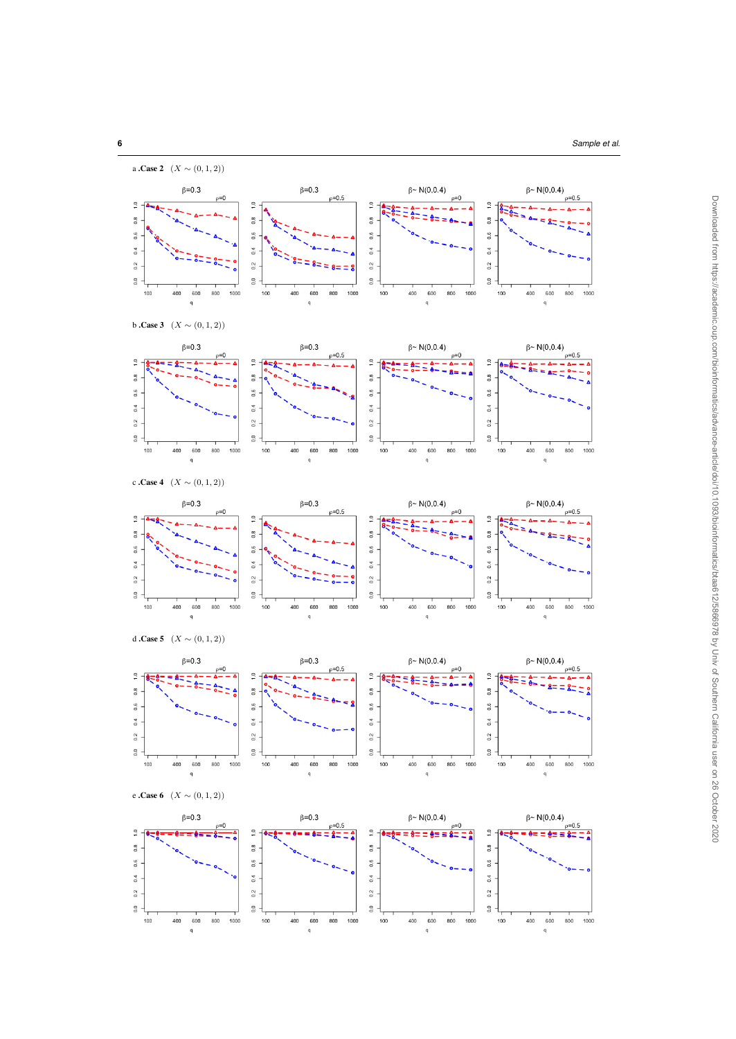a .**Case 2** $(X \sim (0, 1, 2))$

b .**Case 3** $(X \sim (0, 1, 2))$

c .**Case 4** $(X \sim (0, 1, 2))$

d .**Case 5** $(X \sim (0, 1, 2))$

e .**Case 6** $(X \sim (0, 1, 2))$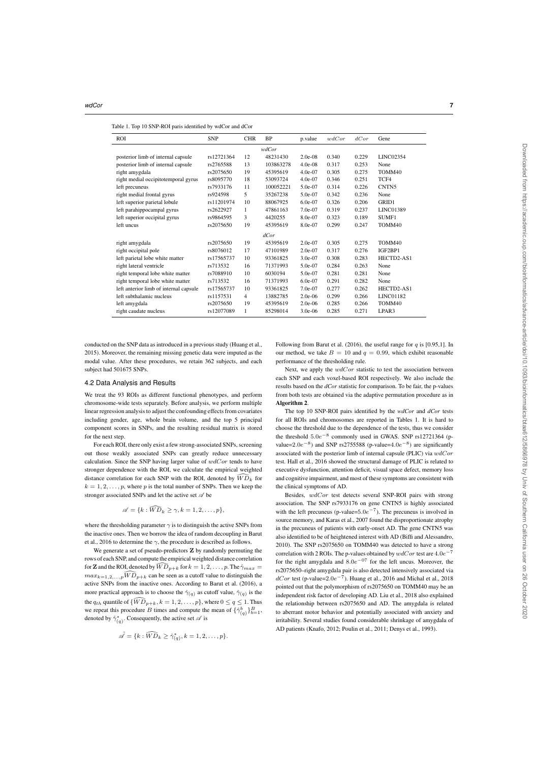Table 1. Top 10 SNP-ROI paris identified by wdCor and dCor

| ROI | SNP | CHR | BP | p.value | $wdCor$ | $dCor$ | Gene |
|---|---|---|---|---|---|---|---|
| | | | *wdCor* | | | | |
| posterior limb of internal capsule | rs12721364 | 12 | 48231430 | 2.0e-08 | 0.340 | 0.229 | LINC02354 |
| posterior limb of internal capsule | rs2765588 | 13 | 103863278 | 4.0e-08 | 0.317 | 0.253 | None |
| right amygdala | rs2075650 | 19 | 45395619 | 4.0e-07 | 0.305 | 0.275 | TOMM40 |
| right medial occipitotemporal gyrus | rs8095770 | 18 | 53093724 | 4.0e-07 | 0.346 | 0.251 | TCF4 |
| left precuneus | rs7933176 | 11 | 100052221 | 5.0e-07 | 0.314 | 0.226 | CNTN5 |
| right medial frontal gyrus | rs924598 | 5 | 35267238 | 5.0e-07 | 0.342 | 0.236 | None |
| left superior parietal lobule | rs11201974 | 10 | 88067925 | 6.0e-07 | 0.326 | 0.206 | GRID1 |
| left parahippocampal gyrus | rs2622927 | 1 | 47861163 | 7.0e-07 | 0.319 | 0.237 | LINC01389 |
| left superior occipital gyrus | rs9864595 | 3 | 4420255 | 8.0e-07 | 0.323 | 0.189 | SUMF1 |
| left uncus | rs2075650 | 19 | 45395619 | 8.0e-07 | 0.299 | 0.247 | TOMM40 |
| | | | *dCor* | | | | |
| right amygdala | rs2075650 | 19 | 45395619 | 2.0e-07 | 0.305 | 0.275 | TOMM40 |
| right occipital pole | rs8076012 | 17 | 47101989 | 2.0e-07 | 0.317 | 0.276 | IGF2BP1 |
| left parietal lobe white matter | rs17565737 | 10 | 93361825 | 3.0e-07 | 0.308 | 0.283 | HECTD2-AS1 |
| right lateral ventricle | rs713532 | 16 | 71371993 | 5.0e-07 | 0.284 | 0.263 | None |
| right temporal lobe white matter | rs7088910 | 10 | 6030194 | 5.0e-07 | 0.281 | 0.281 | None |
| right temporal lobe white matter | rs713532 | 16 | 71371993 | 6.0e-07 | 0.291 | 0.282 | None |
| left anterior limb of internal capsule | rs17565737 | 10 | 93361825 | 7.0e-07 | 0.277 | 0.262 | HECTD2-AS1 |
| left subthalamic nucleus | rs1157531 | 4 | 13882785 | 2.0e-06 | 0.299 | 0.266 | LINC01182 |
| left amygdala | rs2075650 | 19 | 45395619 | 2.0e-06 | 0.285 | 0.266 | TOMM40 |
| right caudate nucleus | rs12077089 | 1 | 85298014 | 3.0e-06 | 0.285 | 0.271 | LPAR3 |

conducted on the SNP data as introduced in a previous study (Huang et al., 2015). Moreover, the remaining missing genetic data were imputed as the modal value. After these procedures, we retain 362 subjects, and each subject had 501675 SNPs.

## 4.2 Data Analysis and Results

We treat the 93 ROIs as different functional phenotypes, and perform chromosome-wide tests separately. Before analysis, we perform multiple linear regression analysis to adjust the confounding effects from covariates including gender, age, whole brain volume, and the top 5 principal component scores in SNPs, and the resulting residual matrix is stored for the next step.

For each ROI, there only exist a few strong-associated SNPs, screening out those weakly associated SNPs can greatly reduce unnecessary calculation. Since the SNP having larger value of $wdCor$ tends to have stronger dependence with the ROI, we calculate the empirical weighted distance correlation for each SNP with the ROI, denoted by $\widehat{WD}_k$ for $k = 1, 2, \ldots, p$, where $p$ is the total number of SNPs. Then we keep the stronger associated SNPs and let the active set $\mathscr{A}$ be

$$\mathscr{A} = \{k : \widehat{WD}_k \geq \gamma, k = 1, 2, \ldots, p\},$$

where the thresholding parameter $\gamma$ is to distinguish the active SNPs from the inactive ones. Then we borrow the idea of random decoupling in Barut et al., 2016 to determine the $\gamma$, the procedure is described as follows.

We generate a set of pseudo-predictors $\mathbf{Z}$ by randomly permuting the rows of each SNP, and compute the empirical weighted distance correlation for $\mathbf{Z}$ and the ROI, denoted by $\widehat{WD}_{p+k}$ for $k = 1, 2, \ldots, p$. The $\hat{\gamma}_{max} = max_{k=1,2,\ldots,p}\widehat{WD}_{p+k}$ can be seen as a cutoff value to distinguish the active SNPs from the inactive ones. According to Barut et al. (2016), a more practical approach is to choose the $\hat{\gamma}_{(q)}$ as cutoff value, $\hat{\gamma}_{(q)}$ is the the $q_{th}$ quantile of $\{\widehat{WD}_{p+k}, k = 1, 2, \ldots, p\}$, where $0 \leq q \leq 1$. Thus we repeat this procedure $B$ times and compute the mean of $\{\hat{\gamma}^b_{(q)}\}^B_{b=1}$, denoted by $\hat{\gamma}^*_{(q)}$. Consequently, the active set $\mathscr{A}$ is

$$\hat{\mathscr{A}} = \{k : \widehat{WD}_k \geq \hat{\gamma}^*_{(q)}, k = 1, 2, \ldots, p\}.$$

Following from Barut et al. (2016), the useful range for $q$ is [0.95,1]. In our method, we take $B = 10$ and $q = 0.99$, which exhibit reasonable performance of the thresholding rule.

Next, we apply the $wdCor$ statistic to test the association between each SNP and each voxel-based ROI respectively. We also include the results based on the *dCor* statistic for comparison. To be fair, the p-values from both tests are obtained via the adaptive permutation procedure as in **Algorithm 2**.

The top 10 SNP-ROI pairs identified by the *wdCor* and *dCor* tests for all ROIs and chromosomes are reported in Tables 1. It is hard to choose the threshold due to the dependence of the tests, thus we consider the threshold $5.0e^{-8}$ commonly used in GWAS. SNP rs12721364 (p-value=$2.0e^{-8}$) and SNP rs2755588 (p-value=$4.0e^{-8}$) are significantly associated with the posterior limb of internal capsule (PLIC) via $wdCor$ test. Hall et al., 2016 showed the structural damage of PLIC is related to executive dysfunction, attention deficit, visual space defect, memory loss and cognitive impairment, and most of these symptoms are consistent with the clinical symptoms of AD.

Besides, $wdCor$ test detects several SNP-ROI pairs with strong association. The SNP rs7933176 on gene CNTN5 is highly associated with the left precuneus (p-value=$5.0e^{-7}$). The precuneus is involved in source memory, and Karas et al., 2007 found the disproportionate atrophy in the precuneus of patients with early-onset AD. The gene CNTN5 was also identified to be of heightened interest with AD (Biffi and Alessandro, 2010). The SNP rs2075650 on TOMM40 was detected to have a strong correlation with 2 ROIs. The p-values obtained by $wdCor$ test are $4.0e^{-7}$ for the right amygdala and $8.0e^{-07}$ for the left uncus. Moreover, the rs2075650–right amygdala pair is also detected intensively associated via $dCor$ test (p-value=$2.0e^{-7}$). Huang et al., 2016 and Michal et al., 2018 pointed out that the polymorphism of rs2075650 on TOMM40 may be an independent risk factor of developing AD. Liu et al., 2018 also explained the relationship between rs2075650 and AD. The amygdala is related to aberrant motor behavior and potentially associated with anxiety and irritability. Several studies found considerable shrinkage of amygdala of AD patients (Knafo, 2012; Poulin et al., 2011; Denys et al., 1993).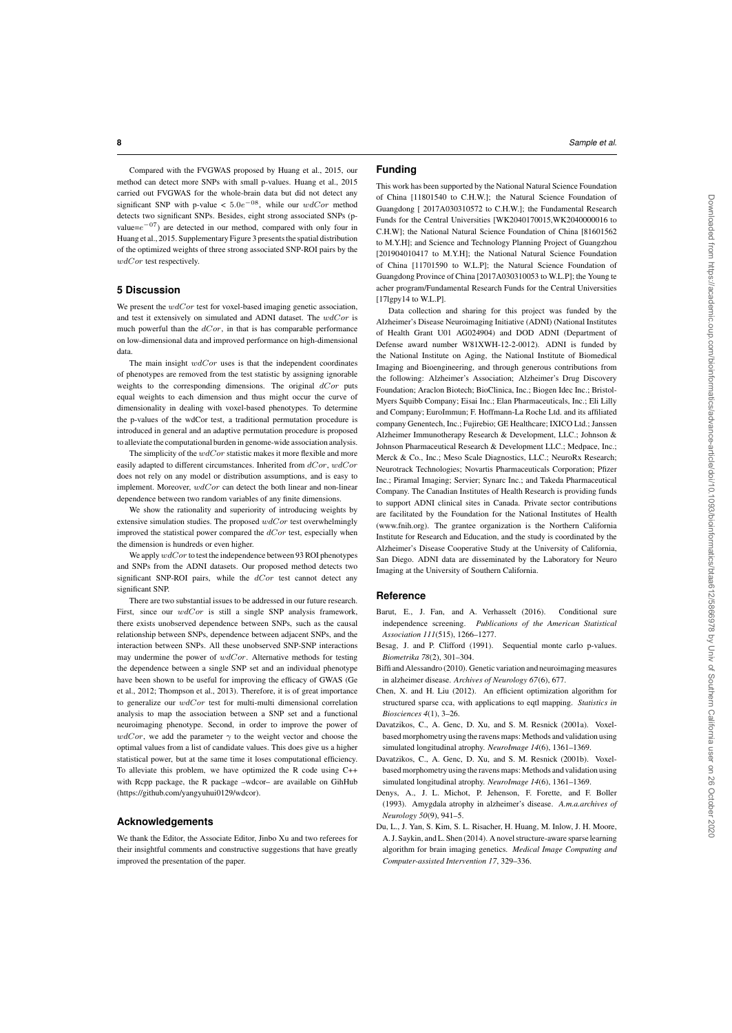Compared with the FVGWAS proposed by Huang et al., 2015, our method can detect more SNPs with small p-values. Huang et al., 2015 carried out FVGWAS for the whole-brain data but did not detect any significant SNP with p-value < $5.0e^{-08}$, while our $wdCor$ method detects two significant SNPs. Besides, eight strong associated SNPs (p-value=$e^{-07}$) are detected in our method, compared with only four in Huang et al., 2015. Supplementary Figure 3 presents the spatial distribution of the optimized weights of three strong associated SNP-ROI pairs by the $wdCor$ test respectively.

## 5 Discussion

We present the $wdCor$ test for voxel-based imaging genetic association, and test it extensively on simulated and ADNI dataset. The $wdCor$ is much powerful than the $dCor$, in that is has comparable performance on low-dimensional data and improved performance on high-dimensional data.

The main insight $wdCor$ uses is that the independent coordinates of phenotypes are removed from the test statistic by assigning ignorable weights to the corresponding dimensions. The original $dCor$ puts equal weights to each dimension and thus might occur the curve of dimensionality in dealing with voxel-based phenotypes. To determine the p-values of the wdCor test, a traditional permutation procedure is introduced in general and an adaptive permutation procedure is proposed to alleviate the computational burden in genome-wide association analysis.

The simplicity of the $wdCor$ statistic makes it more flexible and more easily adapted to different circumstances. Inherited from $dCor$, $wdCor$ does not rely on any model or distribution assumptions, and is easy to implement. Moreover, $wdCor$ can detect the both linear and non-linear dependence between two random variables of any finite dimensions.

We show the rationality and superiority of introducing weights by extensive simulation studies. The proposed $wdCor$ test overwhelmingly improved the statistical power compared the $dCor$ test, especially when the dimension is hundreds or even higher.

We apply $wdCor$ to test the independence between 93 ROI phenotypes and SNPs from the ADNI datasets. Our proposed method detects two significant SNP-ROI pairs, while the $dCor$ test cannot detect any significant SNP.

There are two substantial issues to be addressed in our future research. First, since our $wdCor$ is still a single SNP analysis framework, there exists unobserved dependence between SNPs, such as the causal relationship between SNPs, dependence between adjacent SNPs, and the interaction between SNPs. All these unobserved SNP-SNP interactions may undermine the power of $wdCor$. Alternative methods for testing the dependence between a single SNP set and an individual phenotype have been shown to be useful for improving the efficacy of GWAS (Ge et al., 2012; Thompson et al., 2013). Therefore, it is of great importance to generalize our $wdCor$ test for multi-multi dimensional correlation analysis to map the association between a SNP set and a functional neuroimaging phenotype. Second, in order to improve the power of $wdCor$, we add the parameter $\gamma$ to the weight vector and choose the optimal values from a list of candidate values. This does give us a higher statistical power, but at the same time it loses computational efficiency. To alleviate this problem, we have optimized the R code using C++ with Rcpp package, the R package –wdcor– are available on GihHub (https://github.com/yangyuhui0129/wdcor).

## Acknowledgements

We thank the Editor, the Associate Editor, Jinbo Xu and two referees for their insightful comments and constructive suggestions that have greatly improved the presentation of the paper.

## Funding

This work has been supported by the National Natural Science Foundation of China [11801540 to C.H.W.]; the Natural Science Foundation of Guangdong [ 2017A030310572 to C.H.W.]; the Fundamental Research Funds for the Central Universities [WK2040170015,WK2040000016 to C.H.W]; the National Natural Science Foundation of China [81601562 to M.Y.H]; and Science and Technology Planning Project of Guangzhou [201904010417 to M.Y.H]; the National Natural Science Foundation of China [11701590 to W.L.P]; the Natural Science Foundation of Guangdong Province of China [2017A030310053 to W.L.P]; the Young te acher program/Fundamental Research Funds for the Central Universities [17lgpy14 to W.L.P].

Data collection and sharing for this project was funded by the Alzheimer's Disease Neuroimaging Initiative (ADNI) (National Institutes of Health Grant U01 AG024904) and DOD ADNI (Department of Defense award number W81XWH-12-2-0012). ADNI is funded by the National Institute on Aging, the National Institute of Biomedical Imaging and Bioengineering, and through generous contributions from the following: Alzheimer's Association; Alzheimer's Drug Discovery Foundation; Araclon Biotech; BioClinica, Inc.; Biogen Idec Inc.; Bristol-Myers Squibb Company; Eisai Inc.; Elan Pharmaceuticals, Inc.; Eli Lilly and Company; EuroImmun; F. Hoffmann-La Roche Ltd. and its affiliated company Genentech, Inc.; Fujirebio; GE Healthcare; IXICO Ltd.; Janssen Alzheimer Immunotherapy Research & Development, LLC.; Johnson & Johnson Pharmaceutical Research & Development LLC.; Medpace, Inc.; Merck & Co., Inc.; Meso Scale Diagnostics, LLC.; NeuroRx Research; Neurotrack Technologies; Novartis Pharmaceuticals Corporation; Pfizer Inc.; Piramal Imaging; Servier; Synarc Inc.; and Takeda Pharmaceutical Company. The Canadian Institutes of Health Research is providing funds to support ADNI clinical sites in Canada. Private sector contributions are facilitated by the Foundation for the National Institutes of Health (www.fnih.org). The grantee organization is the Northern California Institute for Research and Education, and the study is coordinated by the Alzheimer's Disease Cooperative Study at the University of California, San Diego. ADNI data are disseminated by the Laboratory for Neuro Imaging at the University of Southern California.

## Reference

Barut, E., J. Fan, and A. Verhasselt (2016). Conditional sure independence screening. *Publications of the American Statistical Association 111*(515), 1266–1277.

Besag, J. and P. Clifford (1991). Sequential monte carlo p-values. *Biometrika 78*(2), 301–304.

Biffi and Alessandro (2010). Genetic variation and neuroimaging measures in alzheimer disease. *Archives of Neurology 67*(6), 677.

Chen, X. and H. Liu (2012). An efficient optimization algorithm for structured sparse cca, with applications to eqtl mapping. *Statistics in Biosciences 4*(1), 3–26.

Davatzikos, C., A. Genc, D. Xu, and S. M. Resnick (2001a). Voxel-based morphometry using the ravens maps: Methods and validation using simulated longitudinal atrophy. *NeuroImage 14*(6), 1361–1369.

Davatzikos, C., A. Genc, D. Xu, and S. M. Resnick (2001b). Voxel-based morphometry using the ravens maps: Methods and validation using simulated longitudinal atrophy. *NeuroImage 14*(6), 1361–1369.

Denys, A., J. L. Michot, P. Jehenson, F. Forette, and F. Boller (1993). Amygdala atrophy in alzheimer's disease. *A.m.a.archives of Neurology 50*(9), 941–5.

Du, L., J. Yan, S. Kim, S. L. Risacher, H. Huang, M. Inlow, J. H. Moore, A. J. Saykin, and L. Shen (2014). A novel structure-aware sparse learning algorithm for brain imaging genetics. *Medical Image Computing and Computer-assisted Intervention 17*, 329–336.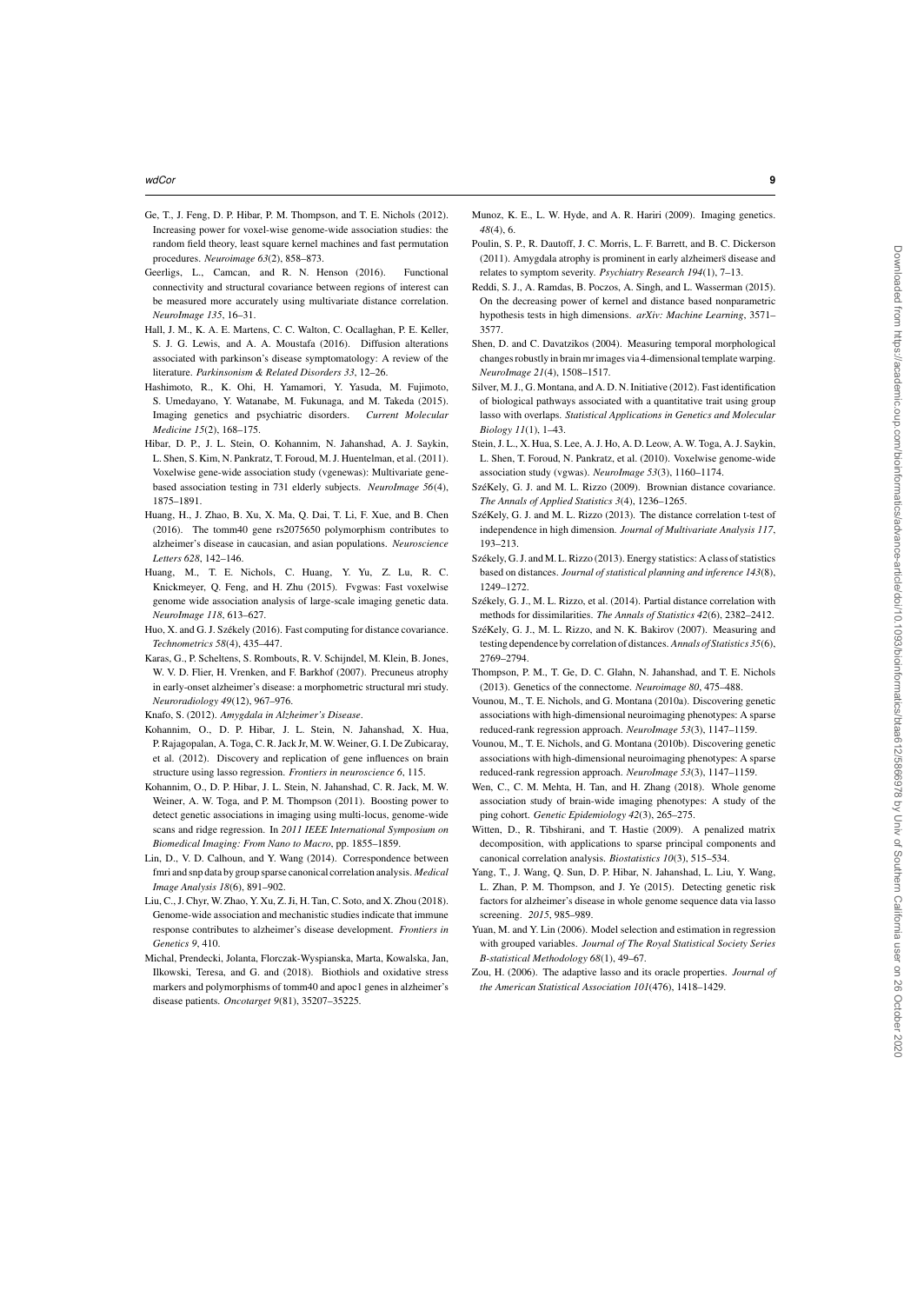Ge, T., J. Feng, D. P. Hibar, P. M. Thompson, and T. E. Nichols (2012). Increasing power for voxel-wise genome-wide association studies: the random field theory, least square kernel machines and fast permutation procedures. *Neuroimage 63*(2), 858–873.

Geerligs, L., Camcan, and R. N. Henson (2016). Functional connectivity and structural covariance between regions of interest can be measured more accurately using multivariate distance correlation. *NeuroImage 135*, 16–31.

Hall, J. M., K. A. E. Martens, C. C. Walton, C. Ocallaghan, P. E. Keller, S. J. G. Lewis, and A. A. Moustafa (2016). Diffusion alterations associated with parkinson's disease symptomatology: A review of the literature. *Parkinsonism & Related Disorders 33*, 12–26.

Hashimoto, R., K. Ohi, H. Yamamori, Y. Yasuda, M. Fujimoto, S. Umedayano, Y. Watanabe, M. Fukunaga, and M. Takeda (2015). Imaging genetics and psychiatric disorders. *Current Molecular Medicine 15*(2), 168–175.

Hibar, D. P., J. L. Stein, O. Kohannim, N. Jahanshad, A. J. Saykin, L. Shen, S. Kim, N. Pankratz, T. Foroud, M. J. Huentelman, et al. (2011). Voxelwise gene-wide association study (vgenewas): Multivariate gene-based association testing in 731 elderly subjects. *NeuroImage 56*(4), 1875–1891.

Huang, H., J. Zhao, B. Xu, X. Ma, Q. Dai, T. Li, F. Xue, and B. Chen (2016). The tomm40 gene rs2075650 polymorphism contributes to alzheimer's disease in caucasian, and asian populations. *Neuroscience Letters 628*, 142–146.

Huang, M., T. E. Nichols, C. Huang, Y. Yu, Z. Lu, R. C. Knickmeyer, Q. Feng, and H. Zhu (2015). Fvgwas: Fast voxelwise genome wide association analysis of large-scale imaging genetic data. *NeuroImage 118*, 613–627.

Huo, X. and G. J. Székely (2016). Fast computing for distance covariance. *Technometrics 58*(4), 435–447.

Karas, G., P. Scheltens, S. Rombouts, R. V. Schijndel, M. Klein, B. Jones, W. V. D. Flier, H. Vrenken, and F. Barkhof (2007). Precuneus atrophy in early-onset alzheimer's disease: a morphometric structural mri study. *Neuroradiology 49*(12), 967–976.

Knafo, S. (2012). *Amygdala in Alzheimer's Disease*.

Kohannim, O., D. P. Hibar, J. L. Stein, N. Jahanshad, X. Hua, P. Rajagopalan, A. Toga, C. R. Jack Jr, M. W. Weiner, G. I. De Zubicaray, et al. (2012). Discovery and replication of gene influences on brain structure using lasso regression. *Frontiers in neuroscience 6*, 115.

Kohannim, O., D. P. Hibar, J. L. Stein, N. Jahanshad, C. R. Jack, M. W. Weiner, A. W. Toga, and P. M. Thompson (2011). Boosting power to detect genetic associations in imaging using multi-locus, genome-wide scans and ridge regression. In *2011 IEEE International Symposium on Biomedical Imaging: From Nano to Macro*, pp. 1855–1859.

Lin, D., V. D. Calhoun, and Y. Wang (2014). Correspondence between fmri and snp data by group sparse canonical correlation analysis. *Medical Image Analysis 18*(6), 891–902.

Liu, C., J. Chyr, W. Zhao, Y. Xu, Z. Ji, H. Tan, C. Soto, and X. Zhou (2018). Genome-wide association and mechanistic studies indicate that immune response contributes to alzheimer's disease development. *Frontiers in Genetics 9*, 410.

Michal, Prendecki, Jolanta, Florczak-Wyspianska, Marta, Kowalska, Jan, Ilkowski, Teresa, and G. and (2018). Biothiols and oxidative stress markers and polymorphisms of tomm40 and apoc1 genes in alzheimer's disease patients. *Oncotarget 9*(81), 35207–35225.

Munoz, K. E., L. W. Hyde, and A. R. Hariri (2009). Imaging genetics. *48*(4), 6.

Poulin, S. P., R. Dautoff, J. C. Morris, L. F. Barrett, and B. C. Dickerson (2011). Amygdala atrophy is prominent in early alzheimer's disease and relates to symptom severity. *Psychiatry Research 194*(1), 7–13.

Reddi, S. J., A. Ramdas, B. Poczos, A. Singh, and L. Wasserman (2015). On the decreasing power of kernel and distance based nonparametric hypothesis tests in high dimensions. *arXiv: Machine Learning*, 3571–3577.

Shen, D. and C. Davatzikos (2004). Measuring temporal morphological changes robustly in brain mr images via 4-dimensional template warping. *NeuroImage 21*(4), 1508–1517.

Silver, M. J., G. Montana, and A. D. N. Initiative (2012). Fast identification of biological pathways associated with a quantitative trait using group lasso with overlaps. *Statistical Applications in Genetics and Molecular Biology 11*(1), 1–43.

Stein, J. L., X. Hua, S. Lee, A. J. Ho, A. D. Leow, A. W. Toga, A. J. Saykin, L. Shen, T. Foroud, N. Pankratz, et al. (2010). Voxelwise genome-wide association study (vgwas). *NeuroImage 53*(3), 1160–1174.

SzéKely, G. J. and M. L. Rizzo (2009). Brownian distance covariance. *The Annals of Applied Statistics 3*(4), 1236–1265.

SzéKely, G. J. and M. L. Rizzo (2013). The distance correlation t-test of independence in high dimension. *Journal of Multivariate Analysis 117*, 193–213.

Székely, G. J. and M. L. Rizzo (2013). Energy statistics: A class of statistics based on distances. *Journal of statistical planning and inference 143*(8), 1249–1272.

Székely, G. J., M. L. Rizzo, et al. (2014). Partial distance correlation with methods for dissimilarities. *The Annals of Statistics 42*(6), 2382–2412.

SzéKely, G. J., M. L. Rizzo, and N. K. Bakirov (2007). Measuring and testing dependence by correlation of distances. *Annals of Statistics 35*(6), 2769–2794.

Thompson, P. M., T. Ge, D. C. Glahn, N. Jahanshad, and T. E. Nichols (2013). Genetics of the connectome. *Neuroimage 80*, 475–488.

Vounou, M., T. E. Nichols, and G. Montana (2010a). Discovering genetic associations with high-dimensional neuroimaging phenotypes: A sparse reduced-rank regression approach. *NeuroImage 53*(3), 1147–1159.

Vounou, M., T. E. Nichols, and G. Montana (2010b). Discovering genetic associations with high-dimensional neuroimaging phenotypes: A sparse reduced-rank regression approach. *NeuroImage 53*(3), 1147–1159.

Wen, C., C. M. Mehta, H. Tan, and H. Zhang (2018). Whole genome association study of brain-wide imaging phenotypes: A study of the ping cohort. *Genetic Epidemiology 42*(3), 265–275.

Witten, D., R. Tibshirani, and T. Hastie (2009). A penalized matrix decomposition, with applications to sparse principal components and canonical correlation analysis. *Biostatistics 10*(3), 515–534.

Yang, T., J. Wang, Q. Sun, D. P. Hibar, N. Jahanshad, L. Liu, Y. Wang, L. Zhan, P. M. Thompson, and J. Ye (2015). Detecting genetic risk factors for alzheimer's disease in whole genome sequence data via lasso screening. *2015*, 985–989.

Yuan, M. and Y. Lin (2006). Model selection and estimation in regression with grouped variables. *Journal of The Royal Statistical Society Series B-statistical Methodology 68*(1), 49–67.

Zou, H. (2006). The adaptive lasso and its oracle properties. *Journal of the American Statistical Association 101*(476), 1418–1429.